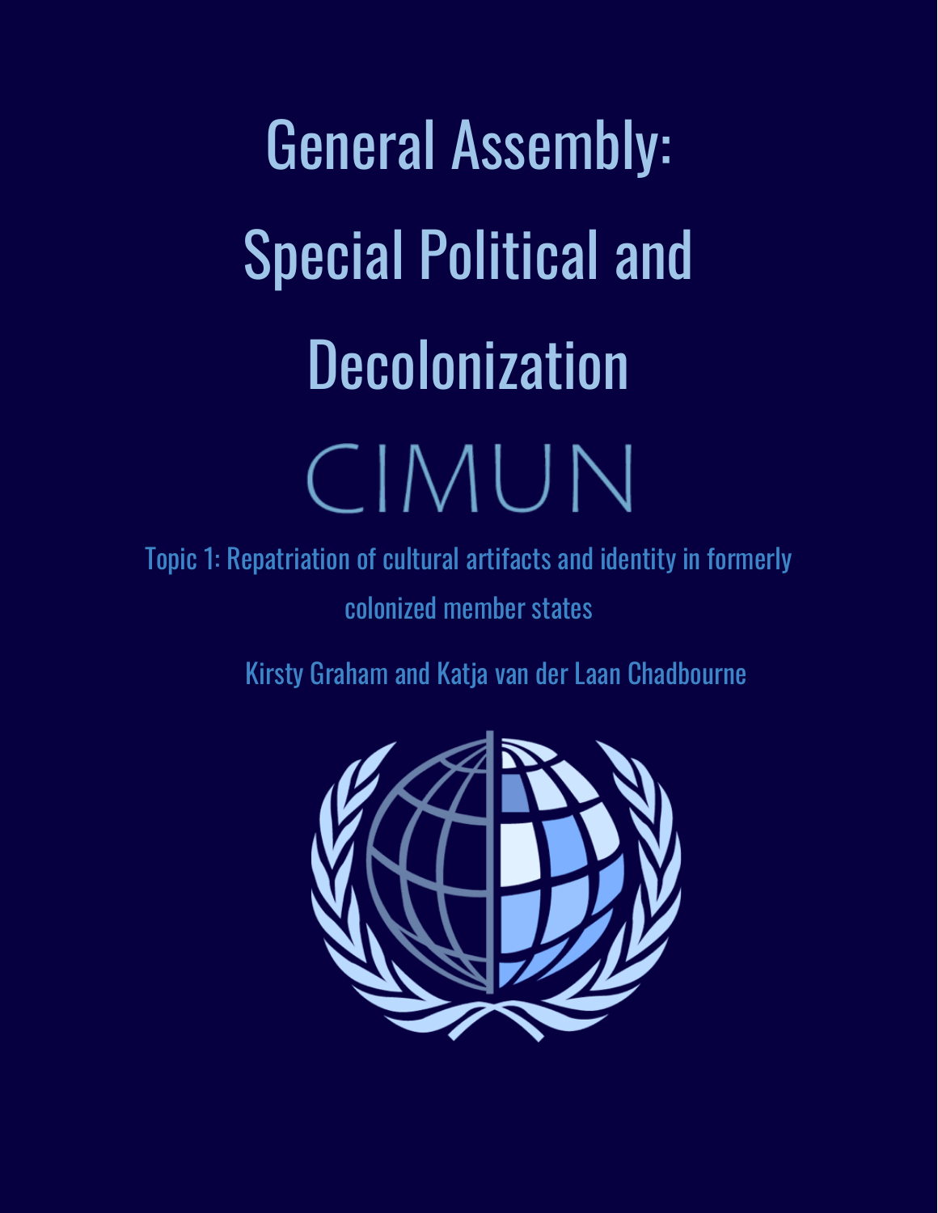# General Assembly: Special Political and Decolonization

CIMUN

Topic 1: Repatriation of cultural artifacts and identity in formerly colonized member states

Kirsty Graham and Katja van der Laan Chadbourne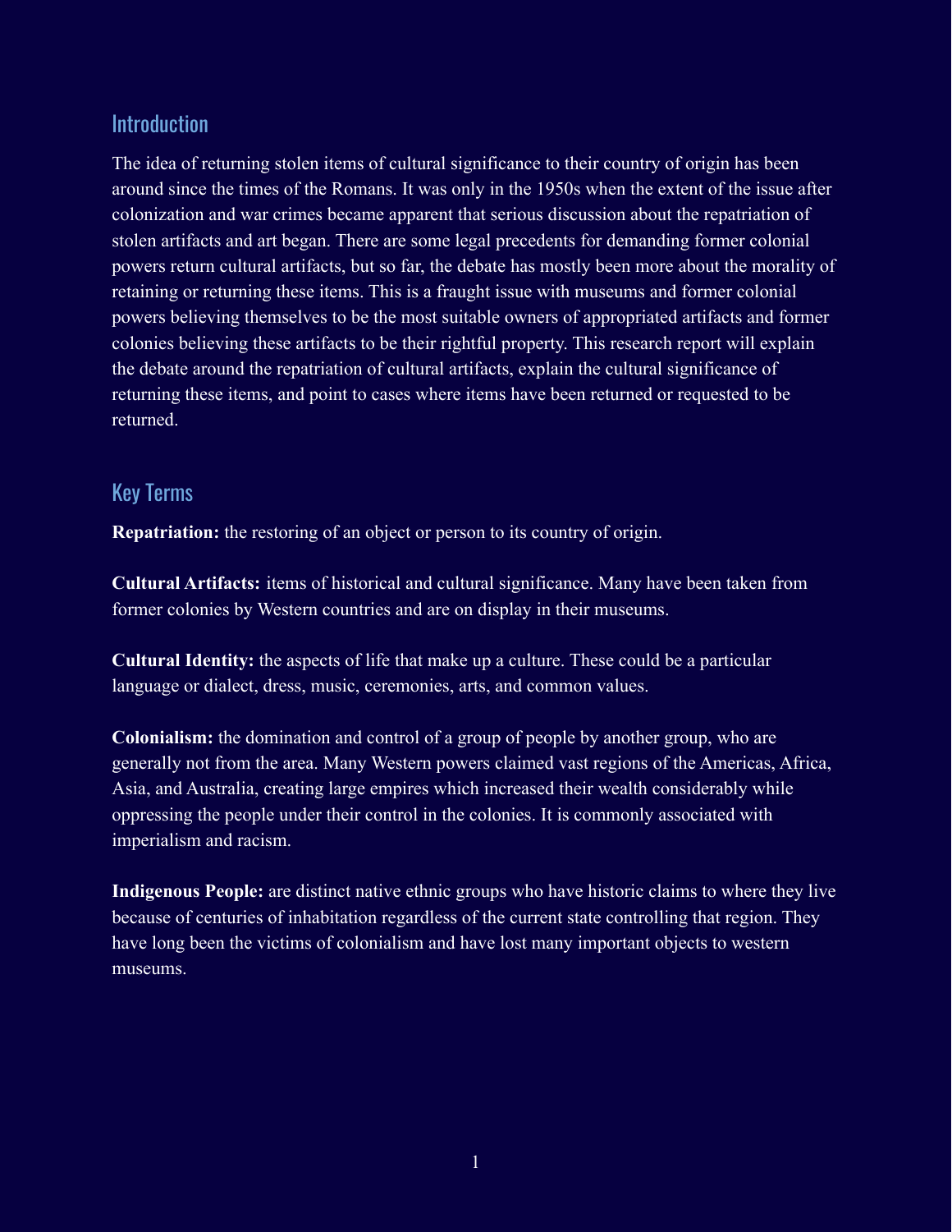## Introduction

The idea of returning stolen items of cultural significance to their country of origin has been around since the times of the Romans. It was only in the 1950s when the extent of the issue after colonization and war crimes became apparent that serious discussion about the repatriation of stolen artifacts and art began. There are some legal precedents for demanding former colonial powers return cultural artifacts, but so far, the debate has mostly been more about the morality of retaining or returning these items. This is a fraught issue with museums and former colonial powers believing themselves to be the most suitable owners of appropriated artifacts and former colonies believing these artifacts to be their rightful property. This research report will explain the debate around the repatriation of cultural artifacts, explain the cultural significance of returning these items, and point to cases where items have been returned or requested to be returned.

## Key Terms

**Repatriation:** the restoring of an object or person to its country of origin.

**Cultural Artifacts:** items of historical and cultural significance. Many have been taken from former colonies by Western countries and are on display in their museums.

**Cultural Identity:** the aspects of life that make up a culture. These could be a particular language or dialect, dress, music, ceremonies, arts, and common values.

**Colonialism:** the domination and control of a group of people by another group, who are generally not from the area. Many Western powers claimed vast regions of the Americas, Africa, Asia, and Australia, creating large empires which increased their wealth considerably while oppressing the people under their control in the colonies. It is commonly associated with imperialism and racism.

**Indigenous People:** are distinct native ethnic groups who have historic claims to where they live because of centuries of inhabitation regardless of the current state controlling that region. They have long been the victims of colonialism and have lost many important objects to western museums.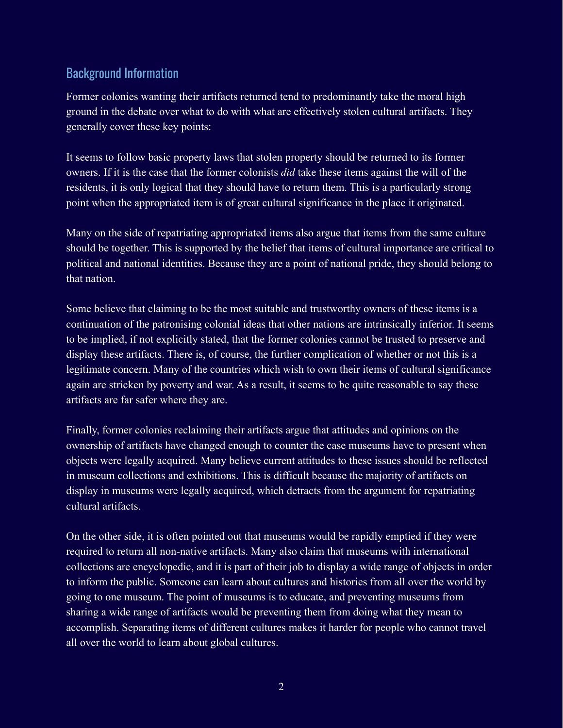## Background Information

Former colonies wanting their artifacts returned tend to predominantly take the moral high ground in the debate over what to do with what are effectively stolen cultural artifacts. They generally cover these key points:

It seems to follow basic property laws that stolen property should be returned to its former owners. If it is the case that the former colonists *did* take these items against the will of the residents, it is only logical that they should have to return them. This is a particularly strong point when the appropriated item is of great cultural significance in the place it originated.

Many on the side of repatriating appropriated items also argue that items from the same culture should be together. This is supported by the belief that items of cultural importance are critical to political and national identities. Because they are a point of national pride, they should belong to that nation.

Some believe that claiming to be the most suitable and trustworthy owners of these items is a continuation of the patronising colonial ideas that other nations are intrinsically inferior. It seems to be implied, if not explicitly stated, that the former colonies cannot be trusted to preserve and display these artifacts. There is, of course, the further complication of whether or not this is a legitimate concern. Many of the countries which wish to own their items of cultural significance again are stricken by poverty and war. As a result, it seems to be quite reasonable to say these artifacts are far safer where they are.

Finally, former colonies reclaiming their artifacts argue that attitudes and opinions on the ownership of artifacts have changed enough to counter the case museums have to present when objects were legally acquired. Many believe current attitudes to these issues should be reflected in museum collections and exhibitions. This is difficult because the majority of artifacts on display in museums were legally acquired, which detracts from the argument for repatriating cultural artifacts.

On the other side, it is often pointed out that museums would be rapidly emptied if they were required to return all non-native artifacts. Many also claim that museums with international collections are encyclopedic, and it is part of their job to display a wide range of objects in order to inform the public. Someone can learn about cultures and histories from all over the world by going to one museum. The point of museums is to educate, and preventing museums from sharing a wide range of artifacts would be preventing them from doing what they mean to accomplish. Separating items of different cultures makes it harder for people who cannot travel all over the world to learn about global cultures.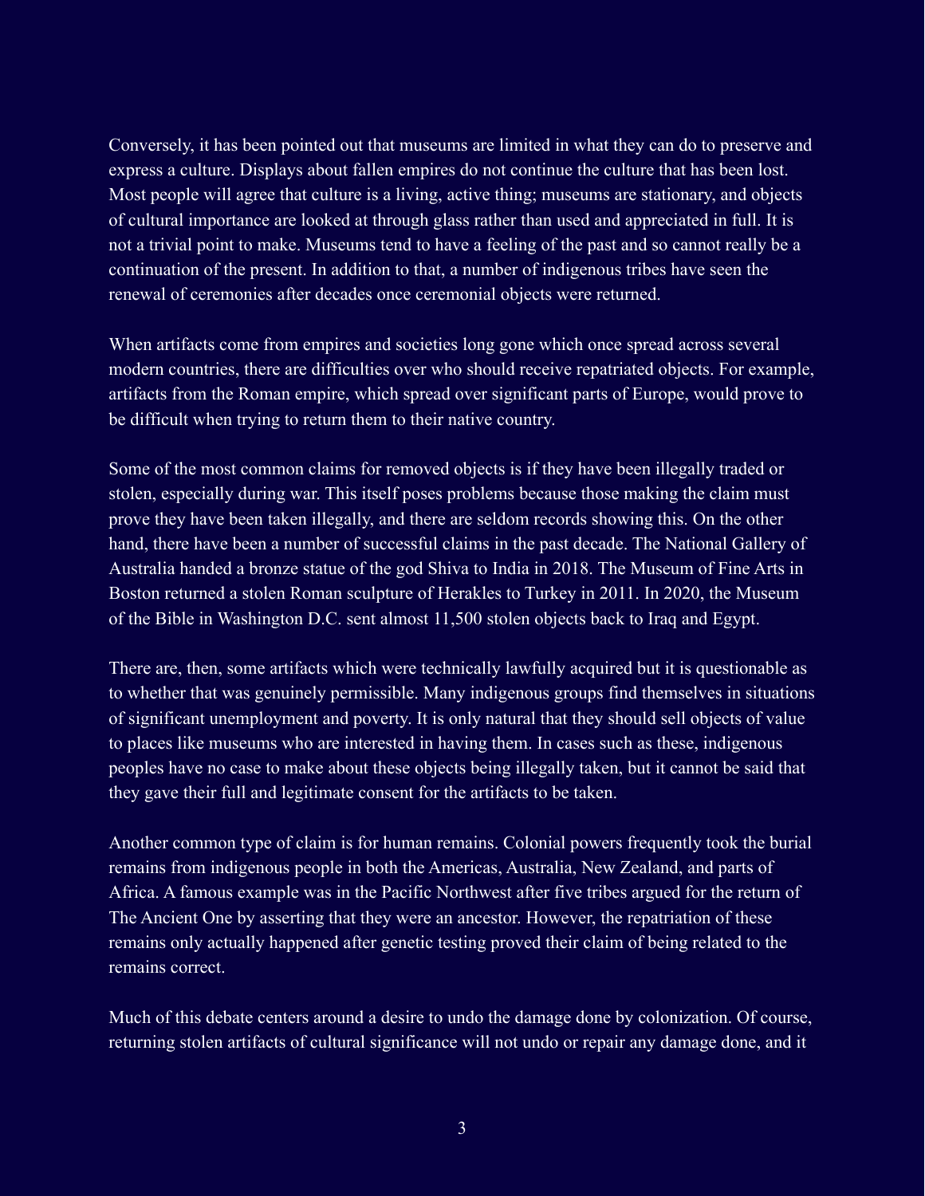Conversely, it has been pointed out that museums are limited in what they can do to preserve and express a culture. Displays about fallen empires do not continue the culture that has been lost. Most people will agree that culture is a living, active thing; museums are stationary, and objects of cultural importance are looked at through glass rather than used and appreciated in full. It is not a trivial point to make. Museums tend to have a feeling of the past and so cannot really be a continuation of the present. In addition to that, a number of indigenous tribes have seen the renewal of ceremonies after decades once ceremonial objects were returned.

When artifacts come from empires and societies long gone which once spread across several modern countries, there are difficulties over who should receive repatriated objects. For example, artifacts from the Roman empire, which spread over significant parts of Europe, would prove to be difficult when trying to return them to their native country.

Some of the most common claims for removed objects is if they have been illegally traded or stolen, especially during war. This itself poses problems because those making the claim must prove they have been taken illegally, and there are seldom records showing this. On the other hand, there have been a number of successful claims in the past decade. The National Gallery of Australia handed a bronze statue of the god Shiva to India in 2018. The Museum of Fine Arts in Boston returned a stolen Roman sculpture of Herakles to Turkey in 2011. In 2020, the Museum of the Bible in Washington D.C. sent almost 11,500 stolen objects back to Iraq and Egypt.

There are, then, some artifacts which were technically lawfully acquired but it is questionable as to whether that was genuinely permissible. Many indigenous groups find themselves in situations of significant unemployment and poverty. It is only natural that they should sell objects of value to places like museums who are interested in having them. In cases such as these, indigenous peoples have no case to make about these objects being illegally taken, but it cannot be said that they gave their full and legitimate consent for the artifacts to be taken.

Another common type of claim is for human remains. Colonial powers frequently took the burial remains from indigenous people in both the Americas, Australia, New Zealand, and parts of Africa. A famous example was in the Pacific Northwest after five tribes argued for the return of The Ancient One by asserting that they were an ancestor. However, the repatriation of these remains only actually happened after genetic testing proved their claim of being related to the remains correct.

Much of this debate centers around a desire to undo the damage done by colonization. Of course, returning stolen artifacts of cultural significance will not undo or repair any damage done, and it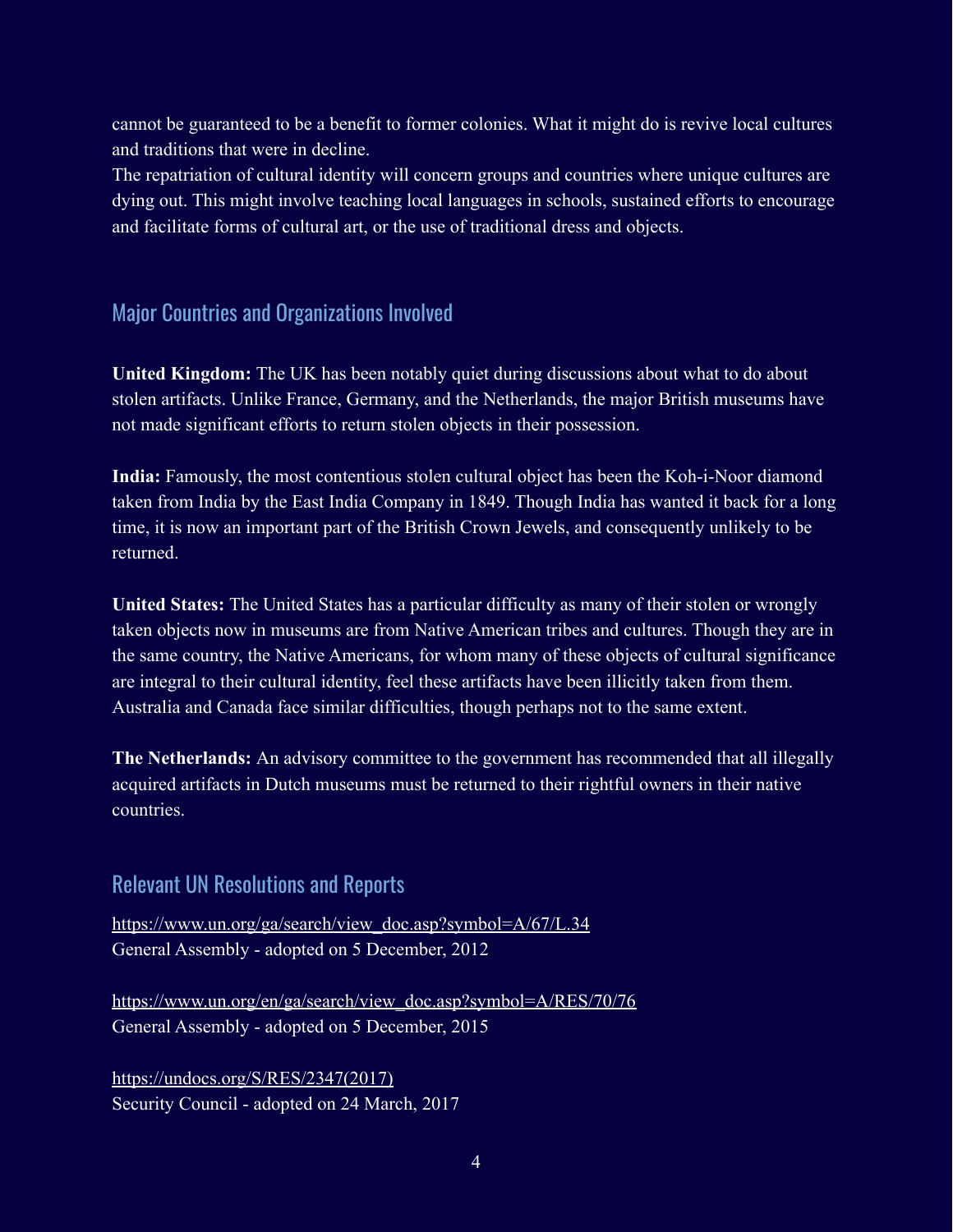cannot be guaranteed to be a benefit to former colonies. What it might do is revive local cultures and traditions that were in decline.

The repatriation of cultural identity will concern groups and countries where unique cultures are dying out. This might involve teaching local languages in schools, sustained efforts to encourage and facilitate forms of cultural art, or the use of traditional dress and objects.

## Major Countries and Organizations Involved

**United Kingdom:** The UK has been notably quiet during discussions about what to do about stolen artifacts. Unlike France, Germany, and the Netherlands, the major British museums have not made significant efforts to return stolen objects in their possession.

**India:** Famously, the most contentious stolen cultural object has been the Koh-i-Noor diamond taken from India by the East India Company in 1849. Though India has wanted it back for a long time, it is now an important part of the British Crown Jewels, and consequently unlikely to be returned.

**United States:** The United States has a particular difficulty as many of their stolen or wrongly taken objects now in museums are from Native American tribes and cultures. Though they are in the same country, the Native Americans, for whom many of these objects of cultural significance are integral to their cultural identity, feel these artifacts have been illicitly taken from them. Australia and Canada face similar difficulties, though perhaps not to the same extent.

**The Netherlands:** An advisory committee to the government has recommended that all illegally acquired artifacts in Dutch museums must be returned to their rightful owners in their native countries.

## Relevant UN Resolutions and Reports

https://www.un.org/ga/search/view_doc.asp?symbol=A/67/L.34
General Assembly - adopted on 5 December, 2012

https://www.un.org/en/ga/search/view_doc.asp?symbol=A/RES/70/76
General Assembly - adopted on 5 December, 2015

https://undocs.org/S/RES/2347(2017)
Security Council - adopted on 24 March, 2017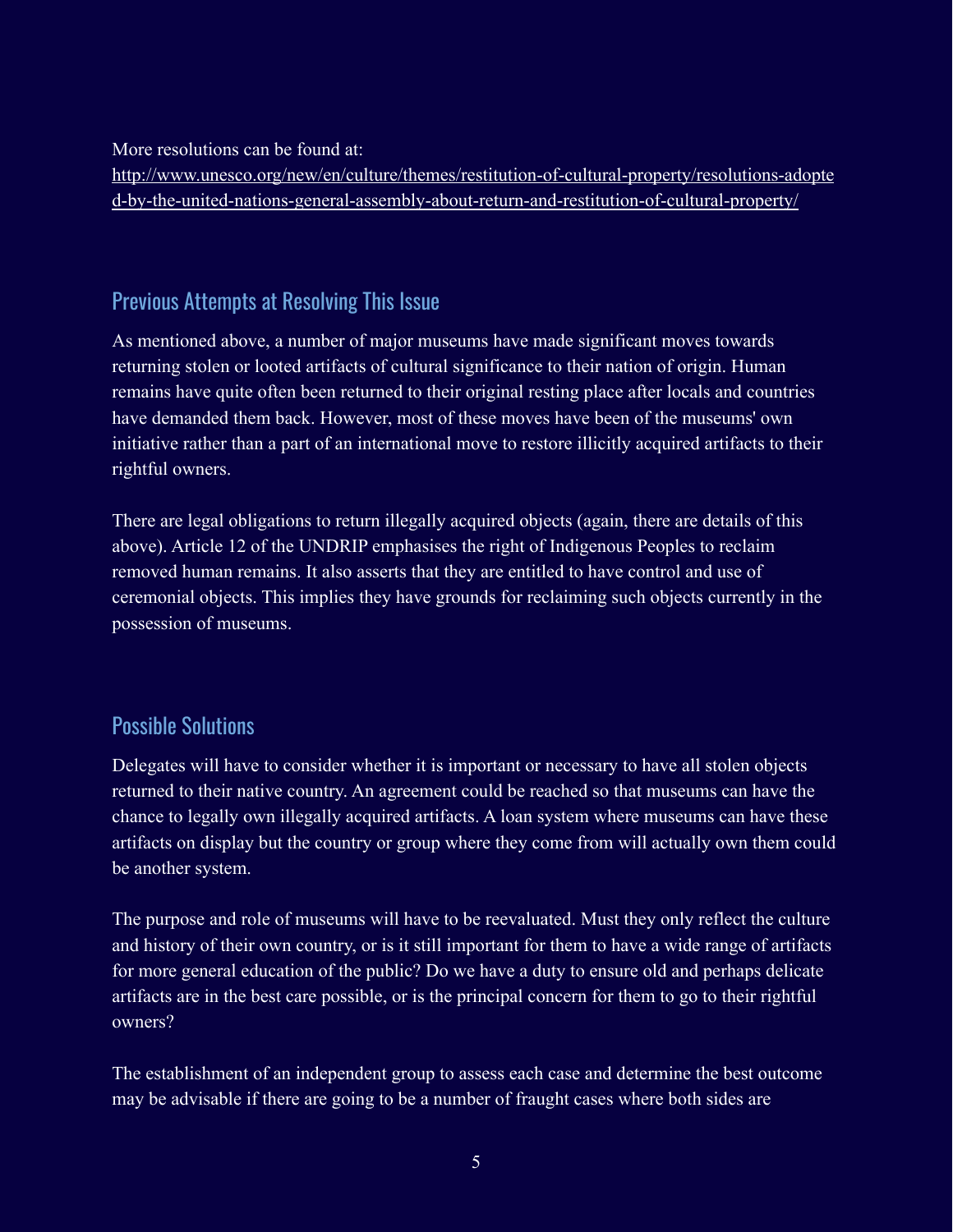More resolutions can be found at:
[http://www.unesco.org/new/en/culture/themes/restitution-of-cultural-property/resolutions-adopted-by-the-united-nations-general-assembly-about-return-and-restitution-of-cultural-property/](http://www.unesco.org/new/en/culture/themes/restitution-of-cultural-property/resolutions-adopted-by-the-united-nations-general-assembly-about-return-and-restitution-of-cultural-property/)

## Previous Attempts at Resolving This Issue

As mentioned above, a number of major museums have made significant moves towards returning stolen or looted artifacts of cultural significance to their nation of origin. Human remains have quite often been returned to their original resting place after locals and countries have demanded them back. However, most of these moves have been of the museums' own initiative rather than a part of an international move to restore illicitly acquired artifacts to their rightful owners.

There are legal obligations to return illegally acquired objects (again, there are details of this above). Article 12 of the UNDRIP emphasises the right of Indigenous Peoples to reclaim removed human remains. It also asserts that they are entitled to have control and use of ceremonial objects. This implies they have grounds for reclaiming such objects currently in the possession of museums.

## Possible Solutions

Delegates will have to consider whether it is important or necessary to have all stolen objects returned to their native country. An agreement could be reached so that museums can have the chance to legally own illegally acquired artifacts. A loan system where museums can have these artifacts on display but the country or group where they come from will actually own them could be another system.

The purpose and role of museums will have to be reevaluated. Must they only reflect the culture and history of their own country, or is it still important for them to have a wide range of artifacts for more general education of the public? Do we have a duty to ensure old and perhaps delicate artifacts are in the best care possible, or is the principal concern for them to go to their rightful owners?

The establishment of an independent group to assess each case and determine the best outcome may be advisable if there are going to be a number of fraught cases where both sides are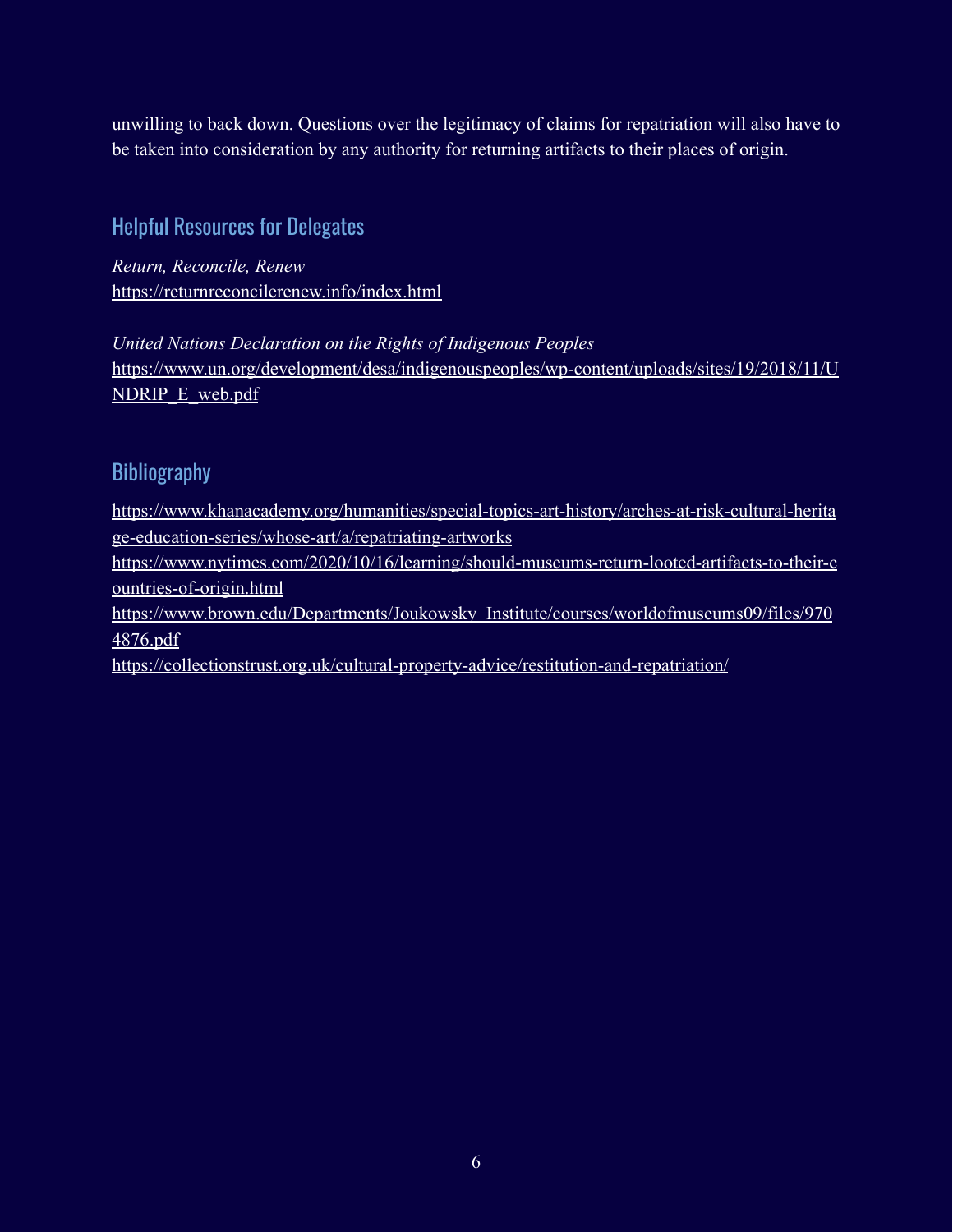unwilling to back down. Questions over the legitimacy of claims for repatriation will also have to be taken into consideration by any authority for returning artifacts to their places of origin.

## Helpful Resources for Delegates

*Return, Reconcile, Renew*
https://returnreconcilerenew.info/index.html

*United Nations Declaration on the Rights of Indigenous Peoples*
https://www.un.org/development/desa/indigenouspeoples/wp-content/uploads/sites/19/2018/11/UNDRIP_E_web.pdf

## Bibliography

https://www.khanacademy.org/humanities/special-topics-art-history/arches-at-risk-cultural-heritage-education-series/whose-art/a/repatriating-artworks
https://www.nytimes.com/2020/10/16/learning/should-museums-return-looted-artifacts-to-their-countries-of-origin.html
https://www.brown.edu/Departments/Joukowsky_Institute/courses/worldofmuseums09/files/9704876.pdf
https://collectionstrust.org.uk/cultural-property-advice/restitution-and-repatriation/